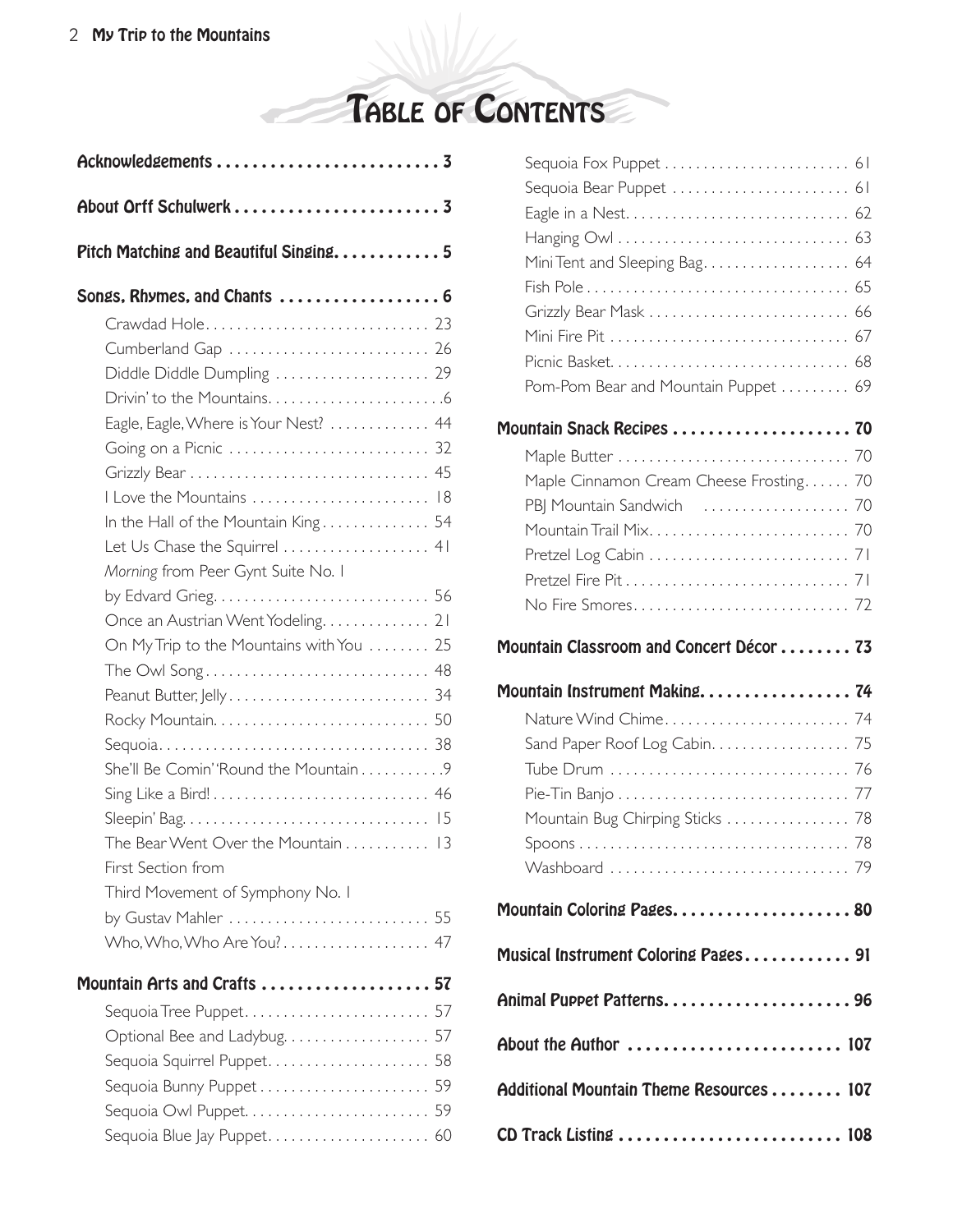# Table of Contents

**Acknowledgements** . . . . . . . . . . 3

**About Orff Schulwerk** . . . . . . . . . . 3

**Pitch Matching and Beautiful Singing** . . . . . . . . . . 5

**Songs, Rhymes, and Chants** . . . . . . . . . . 6

- Crawdad Hole . . . . . . . . . . 23
- Cumberland Gap . . . . . . . . . . 26
- Diddle Diddle Dumpling . . . . . . . . . . 29
- Drivin' to the Mountains . . . . . . . . . . 6
- Eagle, Eagle, Where is Your Nest? . . . . . . . . . . 44
- Going on a Picnic . . . . . . . . . . 32
- Grizzly Bear . . . . . . . . . . 45
- I Love the Mountains . . . . . . . . . . 18
- In the Hall of the Mountain King . . . . . . . . . . 54
- Let Us Chase the Squirrel . . . . . . . . . . 41
- *Morning* from Peer Gynt Suite No. 1 by Edvard Grieg . . . . . . . . . . 56
- Once an Austrian Went Yodeling . . . . . . . . . . 21
- On My Trip to the Mountains with You . . . . . . . . . . 25
- The Owl Song . . . . . . . . . . 48
- Peanut Butter, Jelly . . . . . . . . . . 34
- Rocky Mountain . . . . . . . . . . 50
- Sequoia . . . . . . . . . . 38
- She'll Be Comin' 'Round the Mountain . . . . . . . . . . 9
- Sing Like a Bird! . . . . . . . . . . 46
- Sleepin' Bag . . . . . . . . . . 15
- The Bear Went Over the Mountain . . . . . . . . . . 13
- First Section from Third Movement of Symphony No. 1 by Gustav Mahler . . . . . . . . . . 55
- Who, Who, Who Are You? . . . . . . . . . . 47

**Mountain Arts and Crafts** . . . . . . . . . . 57

- Sequoia Tree Puppet . . . . . . . . . . 57
- Optional Bee and Ladybug . . . . . . . . . . 57
- Sequoia Squirrel Puppet . . . . . . . . . . 58
- Sequoia Bunny Puppet . . . . . . . . . . 59
- Sequoia Owl Puppet . . . . . . . . . . 59
- Sequoia Blue Jay Puppet . . . . . . . . . . 60
- Sequoia Fox Puppet . . . . . . . . . . 61
- Sequoia Bear Puppet . . . . . . . . . . 61
- Eagle in a Nest . . . . . . . . . . 62
- Hanging Owl . . . . . . . . . . 63
- Mini Tent and Sleeping Bag . . . . . . . . . . 64
- Fish Pole . . . . . . . . . . 65
- Grizzly Bear Mask . . . . . . . . . . 66
- Mini Fire Pit . . . . . . . . . . 67
- Picnic Basket . . . . . . . . . . 68
- Pom-Pom Bear and Mountain Puppet . . . . . . . . . . 69

**Mountain Snack Recipes** . . . . . . . . . . 70

- Maple Butter . . . . . . . . . . 70
- Maple Cinnamon Cream Cheese Frosting . . . . . . . . . . 70
- PBJ Mountain Sandwich . . . . . . . . . . 70
- Mountain Trail Mix . . . . . . . . . . 70
- Pretzel Log Cabin . . . . . . . . . . 71
- Pretzel Fire Pit . . . . . . . . . . 71
- No Fire Smores . . . . . . . . . . 72

**Mountain Classroom and Concert Décor** . . . . . . . . . . 73

**Mountain Instrument Making** . . . . . . . . . . 74

- Nature Wind Chime . . . . . . . . . . 74
- Sand Paper Roof Log Cabin . . . . . . . . . . 75
- Tube Drum . . . . . . . . . . 76
- Pie-Tin Banjo . . . . . . . . . . 77
- Mountain Bug Chirping Sticks . . . . . . . . . . 78
- Spoons . . . . . . . . . . 78
- Washboard . . . . . . . . . . 79

**Mountain Coloring Pages** . . . . . . . . . . 80

**Musical Instrument Coloring Pages** . . . . . . . . . . 91

**Animal Puppet Patterns** . . . . . . . . . . 96

**About the Author** . . . . . . . . . . 107

**Additional Mountain Theme Resources** . . . . . . . . . . 107

**CD Track Listing** . . . . . . . . . . 108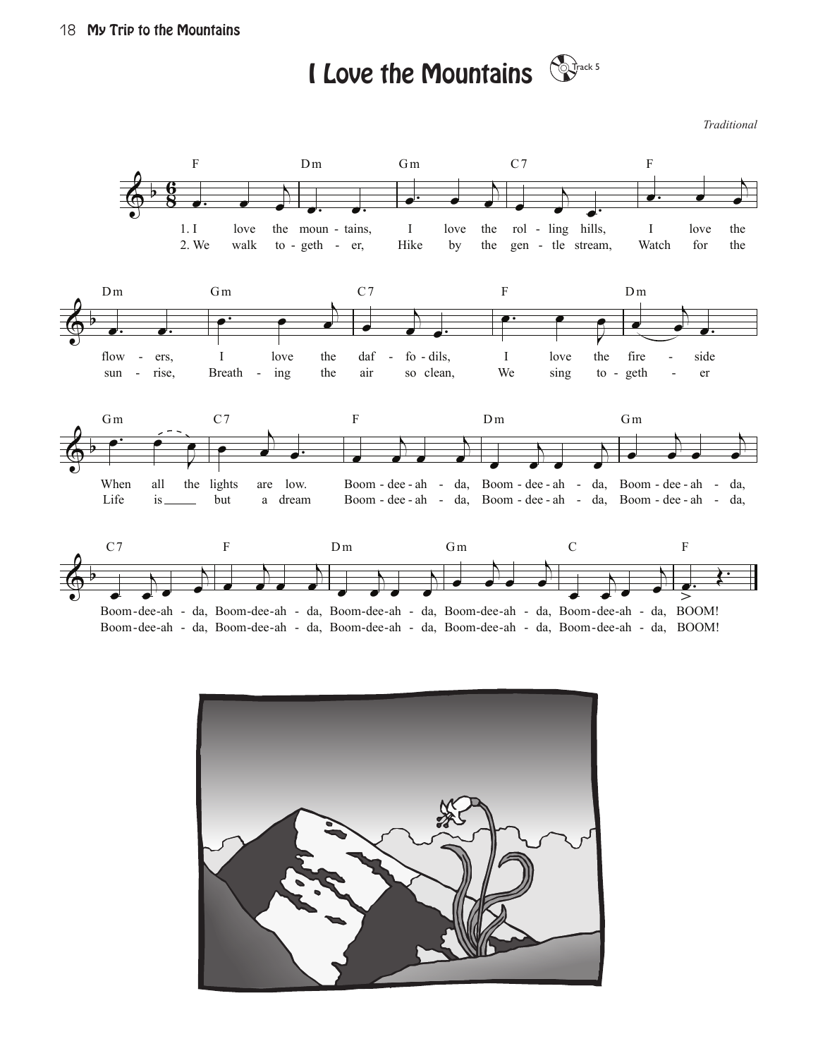# I Love the Mountains

*Traditional*

1. I love the mountains, I love the rolling hills, I love the flowers, I love the daffodils, I love the fireside When all the lights are low. Boom-dee-ah-da, Boom-dee-ah-da, Boom-dee-ah-da, Boom-dee-ah-da, Boom-dee-ah-da, Boom-dee-ah-da, Boom-dee-ah-da, Boom-dee-ah-da, BOOM!

2. We walk together, Hike by the gentle stream, Watch for the sunrise, Breathing the air so clean, We sing together Life is ___ but a dream Boom-dee-ah-da, Boom-dee-ah-da, Boom-dee-ah-da, Boom-dee-ah-da, Boom-dee-ah-da, Boom-dee-ah-da, Boom-dee-ah-da, Boom-dee-ah-da, BOOM!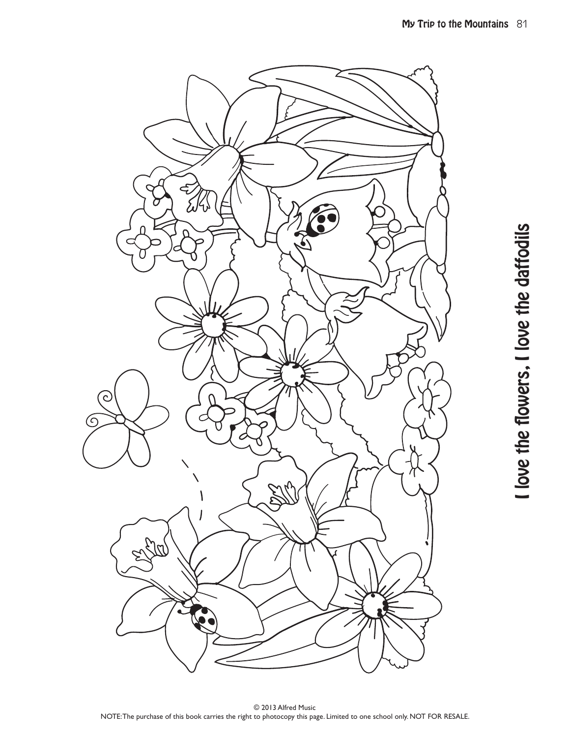I love the flowers, I love the daffodils

© 2013 Alfred Music
NOTE: The purchase of this book carries the right to photocopy this page. Limited to one school only. NOT FOR RESALE.